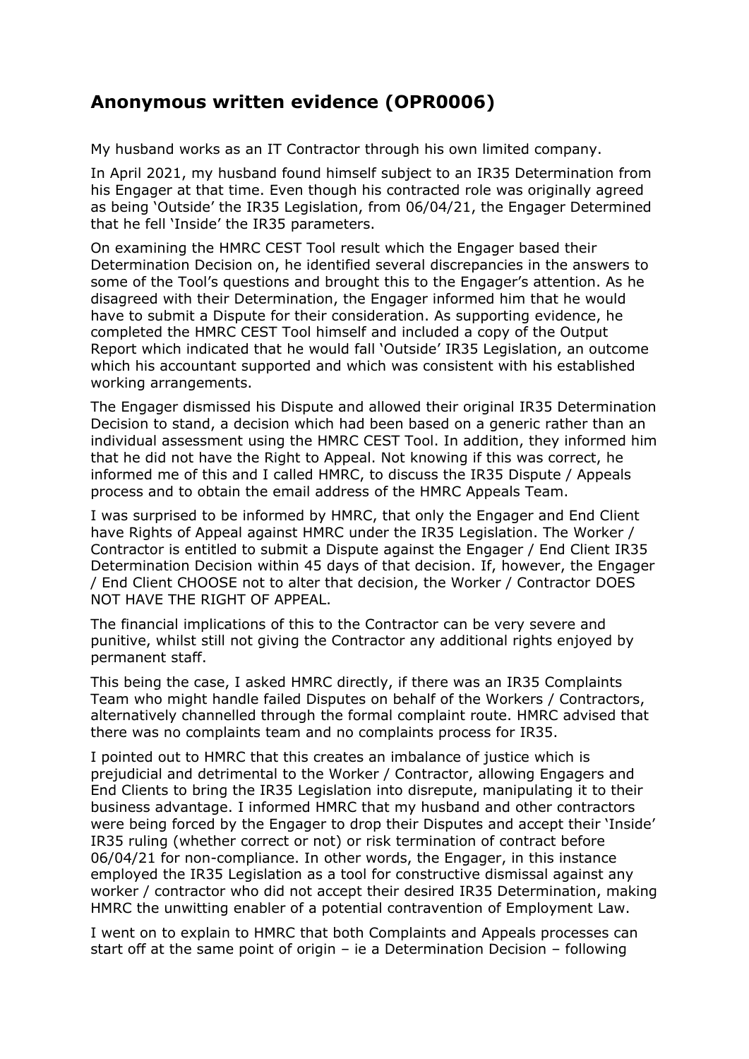## Anonymous written evidence (OPR0006)

My husband works as an IT Contractor through his own limited company.

In April 2021, my husband found himself subject to an IR35 Determination from his Engager at that time. Even though his contracted role was originally agreed as being 'Outside' the IR35 Legislation, from 06/04/21, the Engager Determined that he fell 'Inside' the IR35 parameters.

On examining the HMRC CEST Tool result which the Engager based their Determination Decision on, he identified several discrepancies in the answers to some of the Tool's questions and brought this to the Engager's attention. As he disagreed with their Determination, the Engager informed him that he would have to submit a Dispute for their consideration. As supporting evidence, he completed the HMRC CEST Tool himself and included a copy of the Output Report which indicated that he would fall 'Outside' IR35 Legislation, an outcome which his accountant supported and which was consistent with his established working arrangements.

The Engager dismissed his Dispute and allowed their original IR35 Determination Decision to stand, a decision which had been based on a generic rather than an individual assessment using the HMRC CEST Tool. In addition, they informed him that he did not have the Right to Appeal. Not knowing if this was correct, he informed me of this and I called HMRC, to discuss the IR35 Dispute / Appeals process and to obtain the email address of the HMRC Appeals Team.

I was surprised to be informed by HMRC, that only the Engager and End Client have Rights of Appeal against HMRC under the IR35 Legislation. The Worker / Contractor is entitled to submit a Dispute against the Engager / End Client IR35 Determination Decision within 45 days of that decision. If, however, the Engager / End Client CHOOSE not to alter that decision, the Worker / Contractor DOES NOT HAVE THE RIGHT OF APPEAL.

The financial implications of this to the Contractor can be very severe and punitive, whilst still not giving the Contractor any additional rights enjoyed by permanent staff.

This being the case, I asked HMRC directly, if there was an IR35 Complaints Team who might handle failed Disputes on behalf of the Workers / Contractors, alternatively channelled through the formal complaint route. HMRC advised that there was no complaints team and no complaints process for IR35.

I pointed out to HMRC that this creates an imbalance of justice which is prejudicial and detrimental to the Worker / Contractor, allowing Engagers and End Clients to bring the IR35 Legislation into disrepute, manipulating it to their business advantage. I informed HMRC that my husband and other contractors were being forced by the Engager to drop their Disputes and accept their 'Inside' IR35 ruling (whether correct or not) or risk termination of contract before 06/04/21 for non-compliance. In other words, the Engager, in this instance employed the IR35 Legislation as a tool for constructive dismissal against any worker / contractor who did not accept their desired IR35 Determination, making HMRC the unwitting enabler of a potential contravention of Employment Law.

I went on to explain to HMRC that both Complaints and Appeals processes can start off at the same point of origin – ie a Determination Decision – following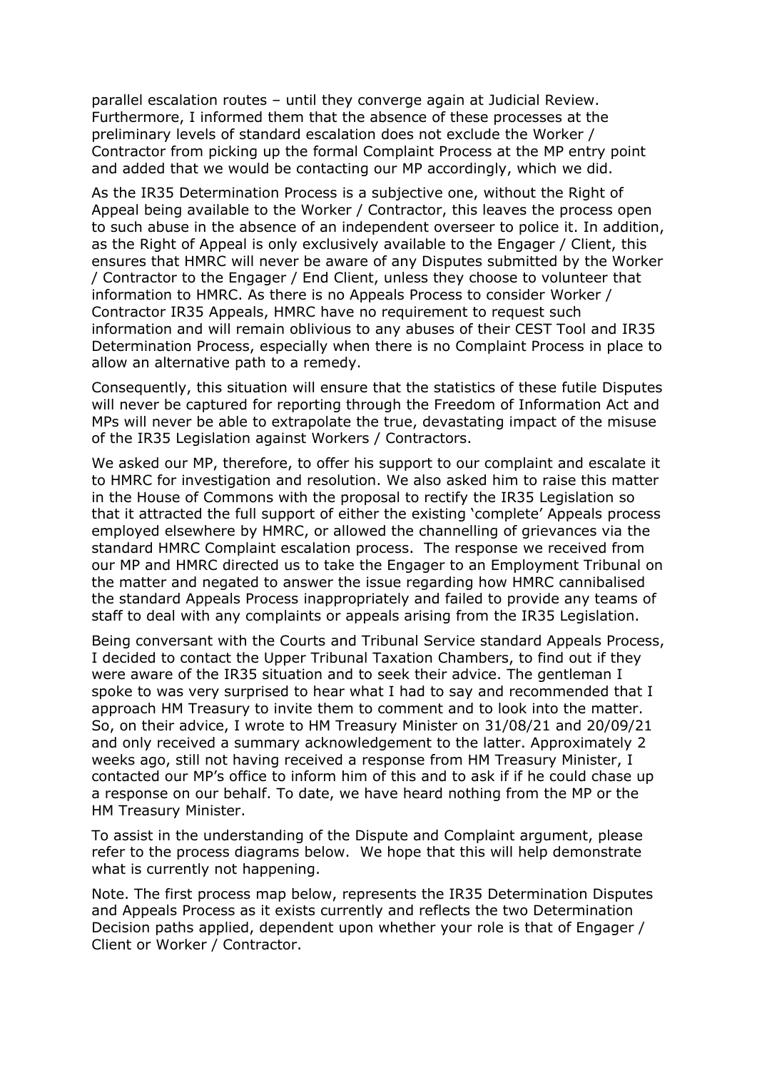parallel escalation routes – until they converge again at Judicial Review. Furthermore, I informed them that the absence of these processes at the preliminary levels of standard escalation does not exclude the Worker / Contractor from picking up the formal Complaint Process at the MP entry point and added that we would be contacting our MP accordingly, which we did.

As the IR35 Determination Process is a subjective one, without the Right of Appeal being available to the Worker / Contractor, this leaves the process open to such abuse in the absence of an independent overseer to police it. In addition, as the Right of Appeal is only exclusively available to the Engager / Client, this ensures that HMRC will never be aware of any Disputes submitted by the Worker / Contractor to the Engager / End Client, unless they choose to volunteer that information to HMRC. As there is no Appeals Process to consider Worker / Contractor IR35 Appeals, HMRC have no requirement to request such information and will remain oblivious to any abuses of their CEST Tool and IR35 Determination Process, especially when there is no Complaint Process in place to allow an alternative path to a remedy.

Consequently, this situation will ensure that the statistics of these futile Disputes will never be captured for reporting through the Freedom of Information Act and MPs will never be able to extrapolate the true, devastating impact of the misuse of the IR35 Legislation against Workers / Contractors.

We asked our MP, therefore, to offer his support to our complaint and escalate it to HMRC for investigation and resolution. We also asked him to raise this matter in the House of Commons with the proposal to rectify the IR35 Legislation so that it attracted the full support of either the existing 'complete' Appeals process employed elsewhere by HMRC, or allowed the channelling of grievances via the standard HMRC Complaint escalation process. The response we received from our MP and HMRC directed us to take the Engager to an Employment Tribunal on the matter and negated to answer the issue regarding how HMRC cannibalised the standard Appeals Process inappropriately and failed to provide any teams of staff to deal with any complaints or appeals arising from the IR35 Legislation.

Being conversant with the Courts and Tribunal Service standard Appeals Process, I decided to contact the Upper Tribunal Taxation Chambers, to find out if they were aware of the IR35 situation and to seek their advice. The gentleman I spoke to was very surprised to hear what I had to say and recommended that I approach HM Treasury to invite them to comment and to look into the matter. So, on their advice, I wrote to HM Treasury Minister on 31/08/21 and 20/09/21 and only received a summary acknowledgement to the latter. Approximately 2 weeks ago, still not having received a response from HM Treasury Minister, I contacted our MP's office to inform him of this and to ask if if he could chase up a response on our behalf. To date, we have heard nothing from the MP or the HM Treasury Minister.

To assist in the understanding of the Dispute and Complaint argument, please refer to the process diagrams below. We hope that this will help demonstrate what is currently not happening.

Note. The first process map below, represents the IR35 Determination Disputes and Appeals Process as it exists currently and reflects the two Determination Decision paths applied, dependent upon whether your role is that of Engager / Client or Worker / Contractor.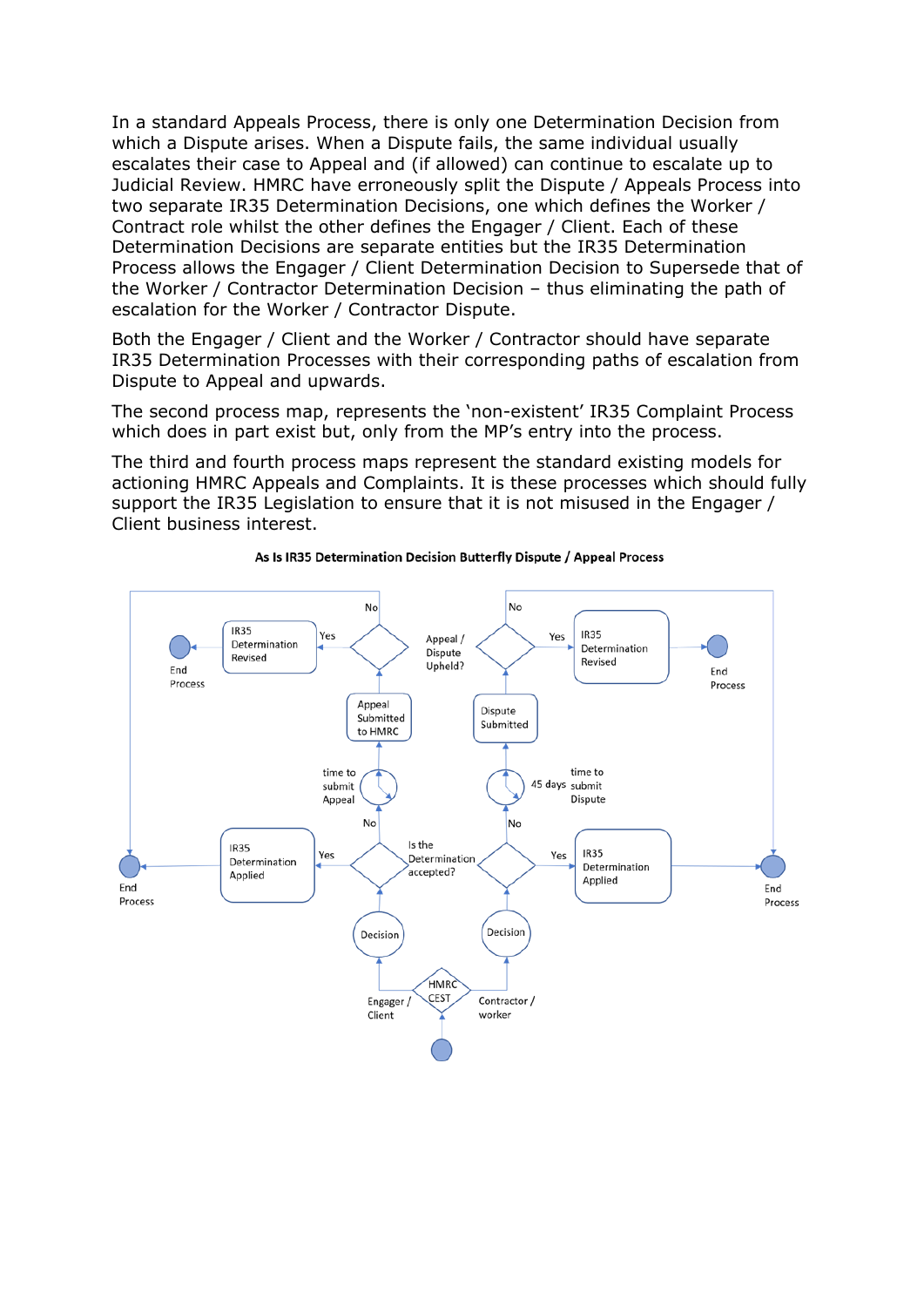In a standard Appeals Process, there is only one Determination Decision from which a Dispute arises. When a Dispute fails, the same individual usually escalates their case to Appeal and (if allowed) can continue to escalate up to Judicial Review. HMRC have erroneously split the Dispute / Appeals Process into two separate IR35 Determination Decisions, one which defines the Worker / Contract role whilst the other defines the Engager / Client. Each of these Determination Decisions are separate entities but the IR35 Determination Process allows the Engager / Client Determination Decision to Supersede that of the Worker / Contractor Determination Decision – thus eliminating the path of escalation for the Worker / Contractor Dispute.

Both the Engager / Client and the Worker / Contractor should have separate IR35 Determination Processes with their corresponding paths of escalation from Dispute to Appeal and upwards.

The second process map, represents the 'non-existent' IR35 Complaint Process which does in part exist but, only from the MP's entry into the process.

The third and fourth process maps represent the standard existing models for actioning HMRC Appeals and Complaints. It is these processes which should fully support the IR35 Legislation to ensure that it is not misused in the Engager / Client business interest.

**As Is IR35 Determination Decision Butterfly Dispute / Appeal Process**

End Process | IR35 Determination Revised | Yes | No | Appeal / Dispute Upheld? | No | Yes | IR35 Determination Revised | End Process

Appeal Submitted to HMRC | Dispute Submitted

time to submit Appeal | 45 days time to submit Dispute

End Process | IR35 Determination Applied | Yes | No | Is the Determination accepted? | No | Yes | IR35 Determination Applied | End Process

Decision | Decision

Engager / Client | HMRC CEST | Contractor / worker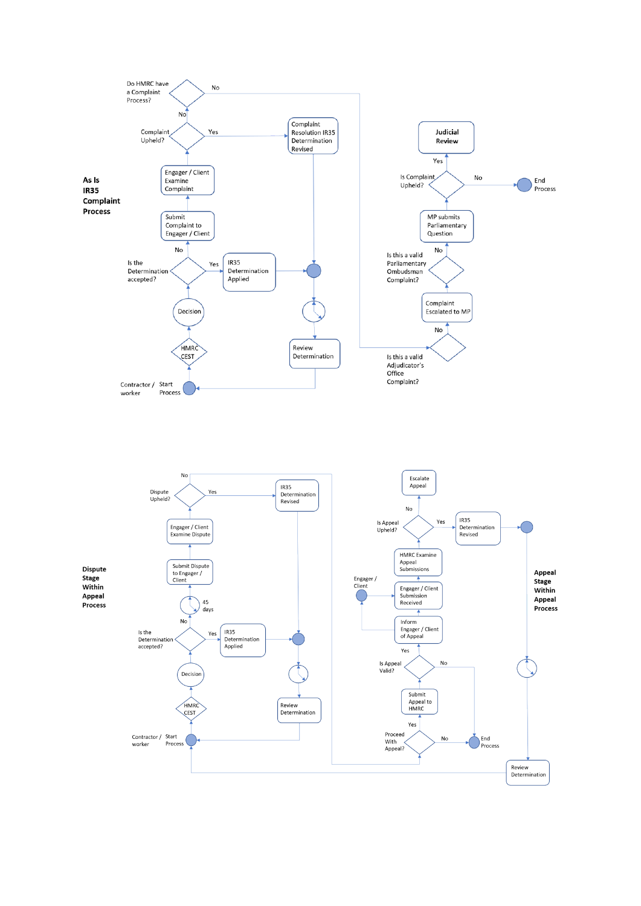**As Is IR35 Complaint Process**

Contractor / worker — Start Process

HMRC CEST

Decision

Is the Determination accepted?

Yes → IR35 Determination Applied

No → Submit Complaint to Engager / Client

Engager / Client Examine Complaint

Complaint Upheld?

Yes → Complaint Resolution IR35 Determination Revised

No → Do HMRC have a Complaint Process?

No → Is this a valid Adjudicator's Office Complaint?

No → Complaint Escalated to MP

Is this a valid Parliamentary Ombudsman Complaint?

No → MP submits Parliamentary Question

Is Complaint Upheld?

Yes → Judicial Review

No → End Process

Review Determination

**Dispute Stage Within Appeal Process**

Contractor / worker — Start Process

HMRC CEST

Decision

Is the Determination accepted?

Yes → IR35 Determination Applied

No → 45 days

Submit Dispute to Engager / Client

Engager / Client Examine Dispute

Dispute Upheld?

Yes → IR35 Determination Revised

No

Review Determination

**Appeal Stage Within Appeal Process**

Proceed With Appeal?

No → End Process

Yes → Submit Appeal to HMRC

Is Appeal Valid?

No → End Process

Yes → Inform Engager / Client of Appeal

Engager / Client

Engager / Client Submission Received

HMRC Examine Appeal Submissions

Is Appeal Upheld?

Yes → IR35 Determination Revised

No → Escalate Appeal

Review Determination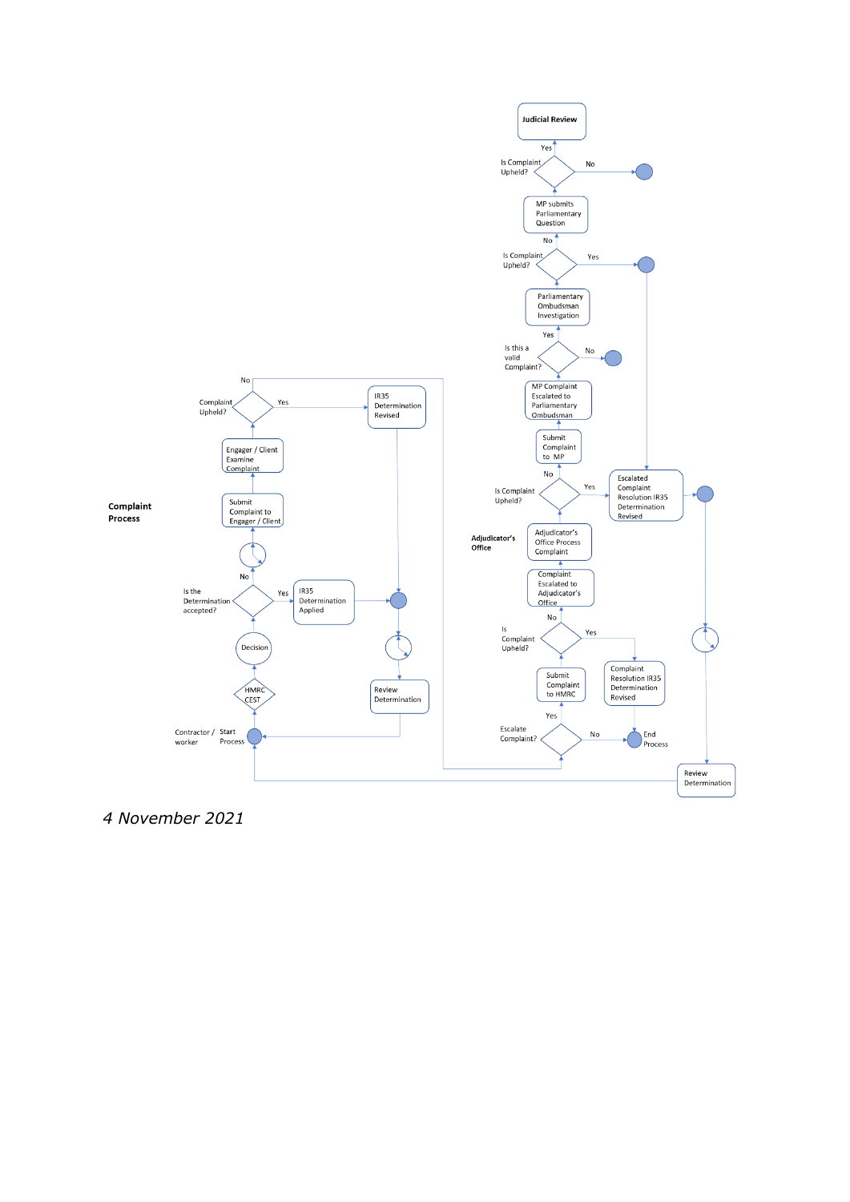Complaint Process

Contractor / worker

Start Process

HMRC CEST

Decision

Is the Determination accepted?

Yes

IR35 Determination Applied

No

Submit Complaint to Engager / Client

Engager / Client Examine Complaint

Complaint Upheld?

Yes

IR35 Determination Revised

No

Review Determination

Escalate Complaint?

Yes

No

End Process

Submit Complaint to HMRC

Is Complaint Upheld?

Yes

Complaint Resolution IR35 Determination Revised

No

Complaint Escalated to Adjudicator's Office

Adjudicator's Office

Adjudicator's Office Process Complaint

Is Complaint Upheld?

Yes

Escalated Complaint Resolution IR35 Determination Revised

No

Submit Complaint to MP

MP Complaint Escalated to Parliamentary Ombudsman

Is this a valid Complaint?

No

Yes

Parliamentary Ombudsman Investigation

Is Complaint Upheld?

Yes

No

MP submits Parliamentary Question

Is Complaint Upheld?

No

Yes

Judicial Review

Review Determination

*4 November 2021*